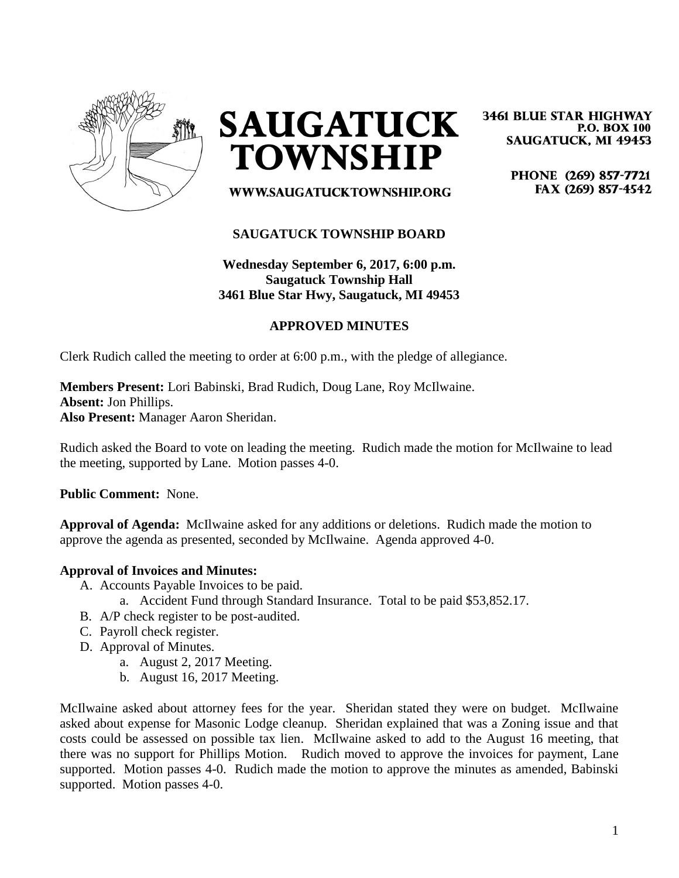# SAUGATUCK TOWNSHIP

WWW.SAUGATUCKTOWNSHIP.ORG

3461 BLUE STAR HIGHWAY
P.O. BOX 100
SAUGATUCK, MI 49453

PHONE (269) 857-7721
FAX (269) 857-4542

## SAUGATUCK TOWNSHIP BOARD

**Wednesday September 6, 2017, 6:00 p.m.**
**Saugatuck Township Hall**
**3461 Blue Star Hwy, Saugatuck, MI 49453**

### APPROVED MINUTES

Clerk Rudich called the meeting to order at 6:00 p.m., with the pledge of allegiance.

**Members Present:** Lori Babinski, Brad Rudich, Doug Lane, Roy McIlwaine.
**Absent:** Jon Phillips.
**Also Present:** Manager Aaron Sheridan.

Rudich asked the Board to vote on leading the meeting. Rudich made the motion for McIlwaine to lead the meeting, supported by Lane. Motion passes 4-0.

**Public Comment:** None.

**Approval of Agenda:** McIlwaine asked for any additions or deletions. Rudich made the motion to approve the agenda as presented, seconded by McIlwaine. Agenda approved 4-0.

**Approval of Invoices and Minutes:**

A. Accounts Payable Invoices to be paid.
   a. Accident Fund through Standard Insurance. Total to be paid $53,852.17.
B. A/P check register to be post-audited.
C. Payroll check register.
D. Approval of Minutes.
   a. August 2, 2017 Meeting.
   b. August 16, 2017 Meeting.

McIlwaine asked about attorney fees for the year. Sheridan stated they were on budget. McIlwaine asked about expense for Masonic Lodge cleanup. Sheridan explained that was a Zoning issue and that costs could be assessed on possible tax lien. McIlwaine asked to add to the August 16 meeting, that there was no support for Phillips Motion. Rudich moved to approve the invoices for payment, Lane supported. Motion passes 4-0. Rudich made the motion to approve the minutes as amended, Babinski supported. Motion passes 4-0.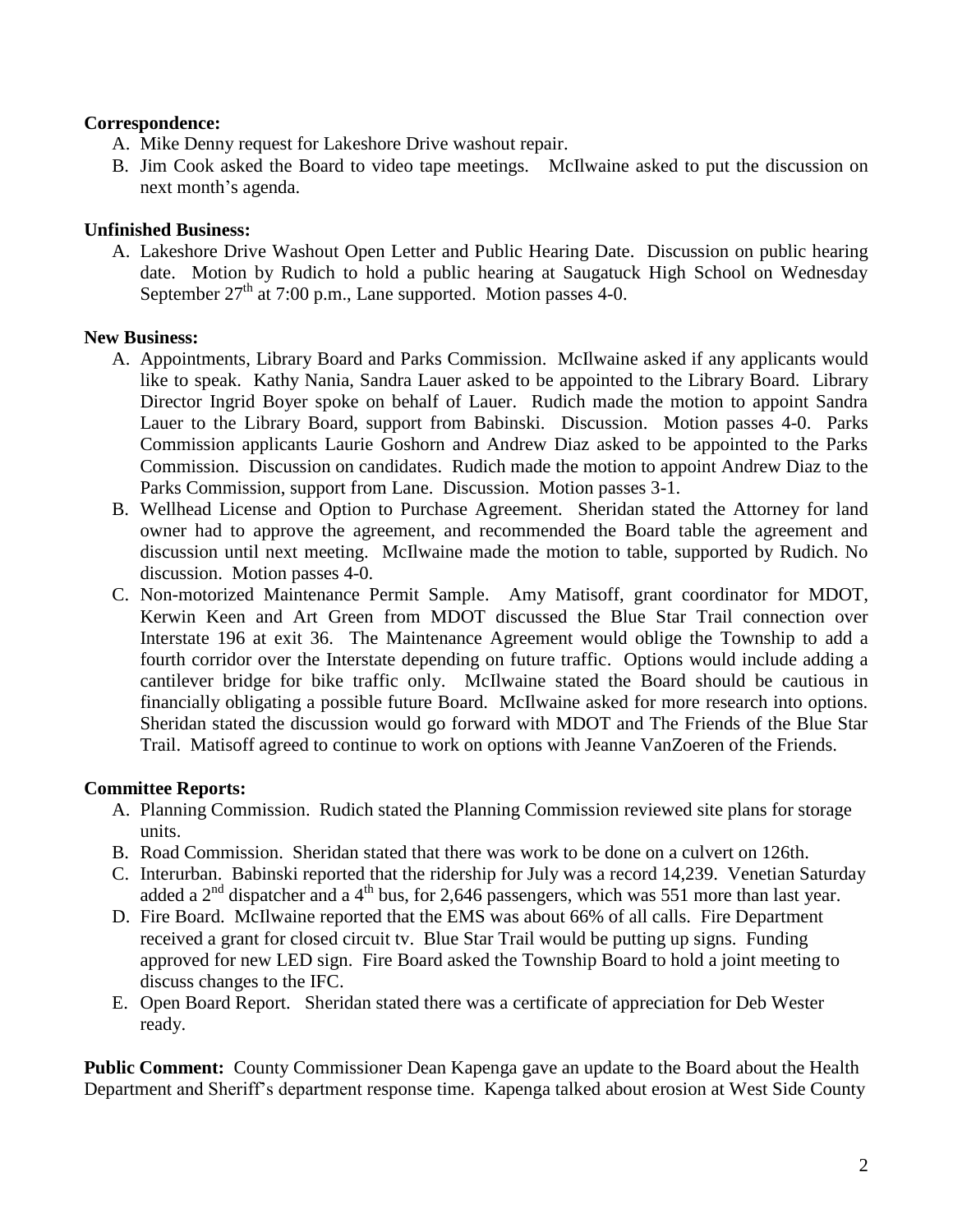**Correspondence:**

A. Mike Denny request for Lakeshore Drive washout repair.
B. Jim Cook asked the Board to video tape meetings. McIlwaine asked to put the discussion on next month's agenda.

**Unfinished Business:**

A. Lakeshore Drive Washout Open Letter and Public Hearing Date. Discussion on public hearing date. Motion by Rudich to hold a public hearing at Saugatuck High School on Wednesday September 27th at 7:00 p.m., Lane supported. Motion passes 4-0.

**New Business:**

A. Appointments, Library Board and Parks Commission. McIlwaine asked if any applicants would like to speak. Kathy Nania, Sandra Lauer asked to be appointed to the Library Board. Library Director Ingrid Boyer spoke on behalf of Lauer. Rudich made the motion to appoint Sandra Lauer to the Library Board, support from Babinski. Discussion. Motion passes 4-0. Parks Commission applicants Laurie Goshorn and Andrew Diaz asked to be appointed to the Parks Commission. Discussion on candidates. Rudich made the motion to appoint Andrew Diaz to the Parks Commission, support from Lane. Discussion. Motion passes 3-1.
B. Wellhead License and Option to Purchase Agreement. Sheridan stated the Attorney for land owner had to approve the agreement, and recommended the Board table the agreement and discussion until next meeting. McIlwaine made the motion to table, supported by Rudich. No discussion. Motion passes 4-0.
C. Non-motorized Maintenance Permit Sample. Amy Matisoff, grant coordinator for MDOT, Kerwin Keen and Art Green from MDOT discussed the Blue Star Trail connection over Interstate 196 at exit 36. The Maintenance Agreement would oblige the Township to add a fourth corridor over the Interstate depending on future traffic. Options would include adding a cantilever bridge for bike traffic only. McIlwaine stated the Board should be cautious in financially obligating a possible future Board. McIlwaine asked for more research into options. Sheridan stated the discussion would go forward with MDOT and The Friends of the Blue Star Trail. Matisoff agreed to continue to work on options with Jeanne VanZoeren of the Friends.

**Committee Reports:**

A. Planning Commission. Rudich stated the Planning Commission reviewed site plans for storage units.
B. Road Commission. Sheridan stated that there was work to be done on a culvert on 126th.
C. Interurban. Babinski reported that the ridership for July was a record 14,239. Venetian Saturday added a 2nd dispatcher and a 4th bus, for 2,646 passengers, which was 551 more than last year.
D. Fire Board. McIlwaine reported that the EMS was about 66% of all calls. Fire Department received a grant for closed circuit tv. Blue Star Trail would be putting up signs. Funding approved for new LED sign. Fire Board asked the Township Board to hold a joint meeting to discuss changes to the IFC.
E. Open Board Report. Sheridan stated there was a certificate of appreciation for Deb Wester ready.

**Public Comment:** County Commissioner Dean Kapenga gave an update to the Board about the Health Department and Sheriff's department response time. Kapenga talked about erosion at West Side County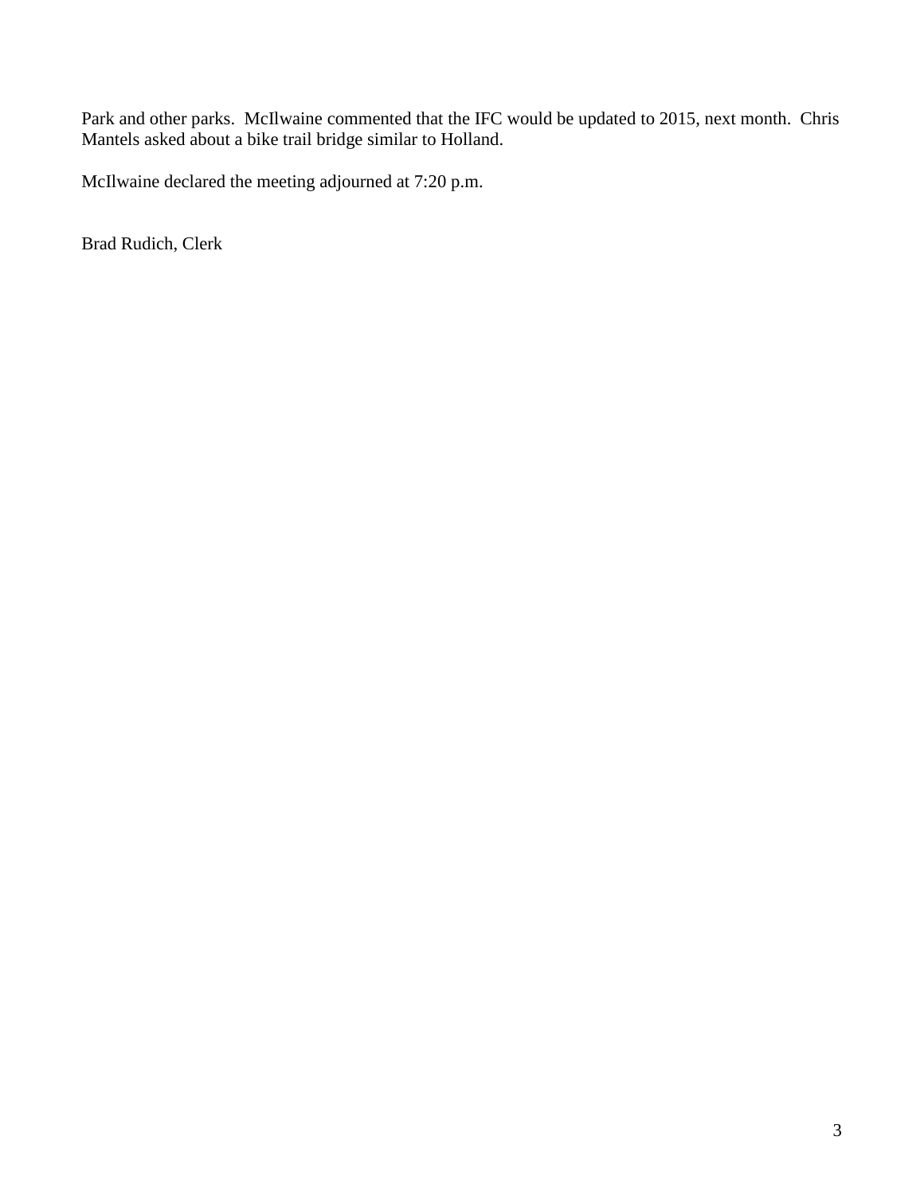Park and other parks. McIlwaine commented that the IFC would be updated to 2015, next month. Chris Mantels asked about a bike trail bridge similar to Holland.

McIlwaine declared the meeting adjourned at 7:20 p.m.

Brad Rudich, Clerk